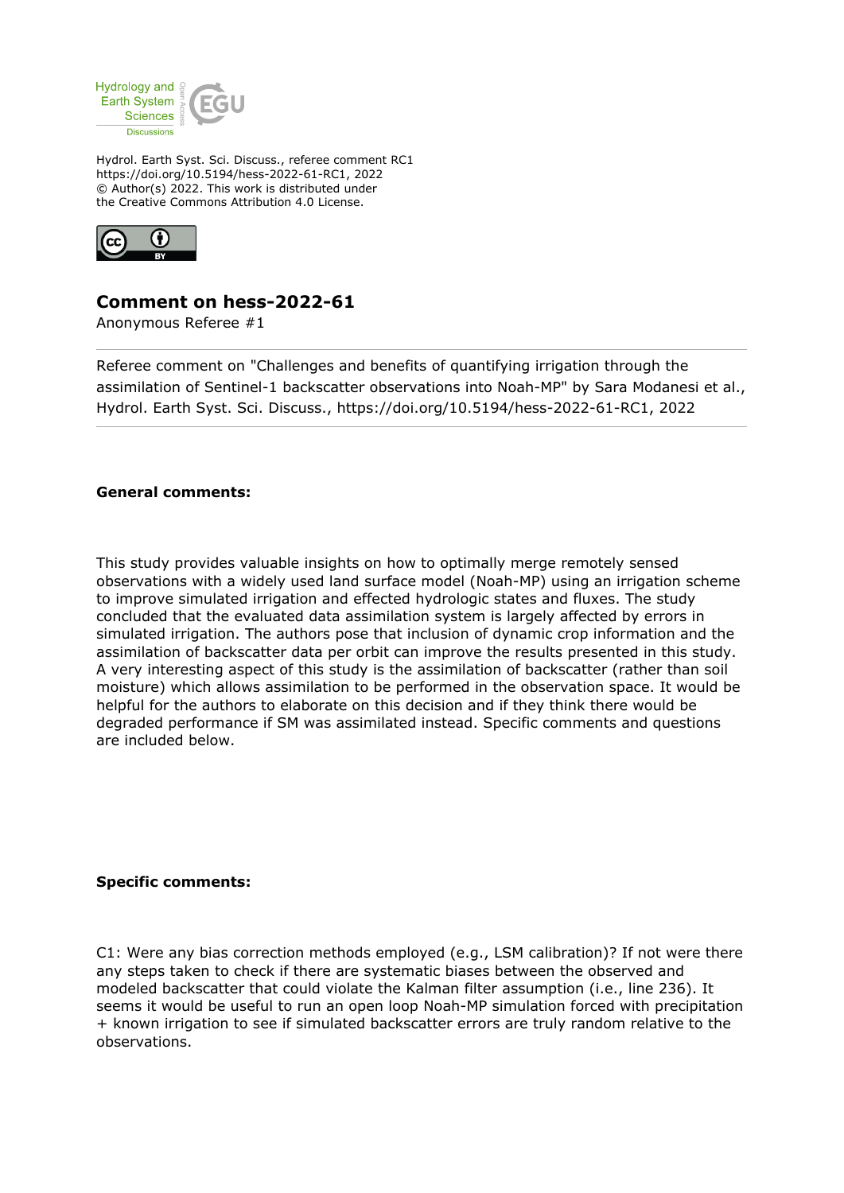Hydrol. Earth Syst. Sci. Discuss., referee comment RC1
https://doi.org/10.5194/hess-2022-61-RC1, 2022
© Author(s) 2022. This work is distributed under
the Creative Commons Attribution 4.0 License.

## Comment on hess-2022-61

Anonymous Referee #1

Referee comment on "Challenges and benefits of quantifying irrigation through the assimilation of Sentinel-1 backscatter observations into Noah-MP" by Sara Modanesi et al., Hydrol. Earth Syst. Sci. Discuss., https://doi.org/10.5194/hess-2022-61-RC1, 2022

**General comments:**

This study provides valuable insights on how to optimally merge remotely sensed observations with a widely used land surface model (Noah-MP) using an irrigation scheme to improve simulated irrigation and effected hydrologic states and fluxes. The study concluded that the evaluated data assimilation system is largely affected by errors in simulated irrigation. The authors pose that inclusion of dynamic crop information and the assimilation of backscatter data per orbit can improve the results presented in this study. A very interesting aspect of this study is the assimilation of backscatter (rather than soil moisture) which allows assimilation to be performed in the observation space. It would be helpful for the authors to elaborate on this decision and if they think there would be degraded performance if SM was assimilated instead. Specific comments and questions are included below.

**Specific comments:**

C1: Were any bias correction methods employed (e.g., LSM calibration)? If not were there any steps taken to check if there are systematic biases between the observed and modeled backscatter that could violate the Kalman filter assumption (i.e., line 236). It seems it would be useful to run an open loop Noah-MP simulation forced with precipitation + known irrigation to see if simulated backscatter errors are truly random relative to the observations.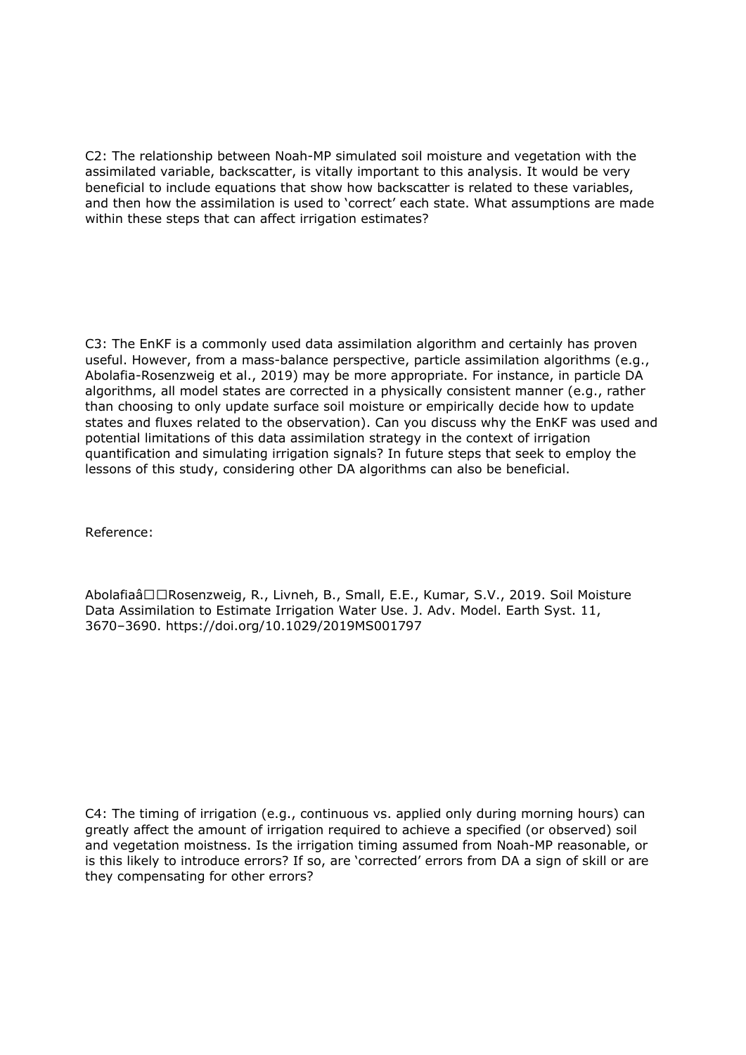C2: The relationship between Noah-MP simulated soil moisture and vegetation with the assimilated variable, backscatter, is vitally important to this analysis. It would be very beneficial to include equations that show how backscatter is related to these variables, and then how the assimilation is used to 'correct' each state. What assumptions are made within these steps that can affect irrigation estimates?

C3: The EnKF is a commonly used data assimilation algorithm and certainly has proven useful. However, from a mass-balance perspective, particle assimilation algorithms (e.g., Abolafia-Rosenzweig et al., 2019) may be more appropriate. For instance, in particle DA algorithms, all model states are corrected in a physically consistent manner (e.g., rather than choosing to only update surface soil moisture or empirically decide how to update states and fluxes related to the observation). Can you discuss why the EnKF was used and potential limitations of this data assimilation strategy in the context of irrigation quantification and simulating irrigation signals? In future steps that seek to employ the lessons of this study, considering other DA algorithms can also be beneficial.

Reference:

Abolafiaâ□□Rosenzweig, R., Livneh, B., Small, E.E., Kumar, S.V., 2019. Soil Moisture Data Assimilation to Estimate Irrigation Water Use. J. Adv. Model. Earth Syst. 11, 3670–3690. https://doi.org/10.1029/2019MS001797

C4: The timing of irrigation (e.g., continuous vs. applied only during morning hours) can greatly affect the amount of irrigation required to achieve a specified (or observed) soil and vegetation moistness. Is the irrigation timing assumed from Noah-MP reasonable, or is this likely to introduce errors? If so, are 'corrected' errors from DA a sign of skill or are they compensating for other errors?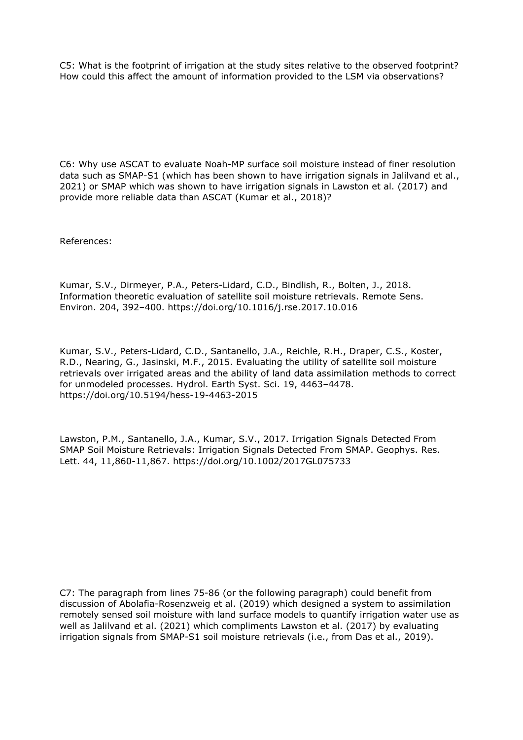C5: What is the footprint of irrigation at the study sites relative to the observed footprint? How could this affect the amount of information provided to the LSM via observations?

C6: Why use ASCAT to evaluate Noah-MP surface soil moisture instead of finer resolution data such as SMAP-S1 (which has been shown to have irrigation signals in Jalilvand et al., 2021) or SMAP which was shown to have irrigation signals in Lawston et al. (2017) and provide more reliable data than ASCAT (Kumar et al., 2018)?

References:

Kumar, S.V., Dirmeyer, P.A., Peters-Lidard, C.D., Bindlish, R., Bolten, J., 2018. Information theoretic evaluation of satellite soil moisture retrievals. Remote Sens. Environ. 204, 392–400. https://doi.org/10.1016/j.rse.2017.10.016

Kumar, S.V., Peters-Lidard, C.D., Santanello, J.A., Reichle, R.H., Draper, C.S., Koster, R.D., Nearing, G., Jasinski, M.F., 2015. Evaluating the utility of satellite soil moisture retrievals over irrigated areas and the ability of land data assimilation methods to correct for unmodeled processes. Hydrol. Earth Syst. Sci. 19, 4463–4478. https://doi.org/10.5194/hess-19-4463-2015

Lawston, P.M., Santanello, J.A., Kumar, S.V., 2017. Irrigation Signals Detected From SMAP Soil Moisture Retrievals: Irrigation Signals Detected From SMAP. Geophys. Res. Lett. 44, 11,860-11,867. https://doi.org/10.1002/2017GL075733

C7: The paragraph from lines 75-86 (or the following paragraph) could benefit from discussion of Abolafia-Rosenzweig et al. (2019) which designed a system to assimilation remotely sensed soil moisture with land surface models to quantify irrigation water use as well as Jalilvand et al. (2021) which compliments Lawston et al. (2017) by evaluating irrigation signals from SMAP-S1 soil moisture retrievals (i.e., from Das et al., 2019).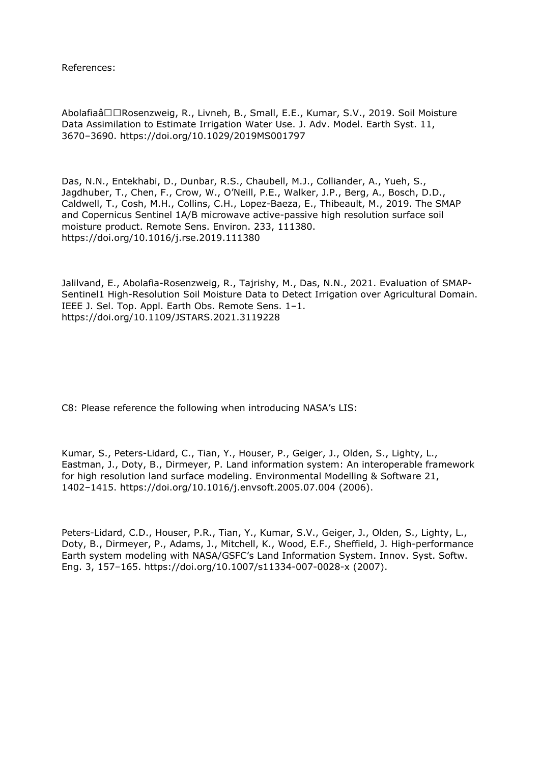References:

Abolafiaâ□□Rosenzweig, R., Livneh, B., Small, E.E., Kumar, S.V., 2019. Soil Moisture Data Assimilation to Estimate Irrigation Water Use. J. Adv. Model. Earth Syst. 11, 3670–3690. https://doi.org/10.1029/2019MS001797

Das, N.N., Entekhabi, D., Dunbar, R.S., Chaubell, M.J., Colliander, A., Yueh, S., Jagdhuber, T., Chen, F., Crow, W., O'Neill, P.E., Walker, J.P., Berg, A., Bosch, D.D., Caldwell, T., Cosh, M.H., Collins, C.H., Lopez-Baeza, E., Thibeault, M., 2019. The SMAP and Copernicus Sentinel 1A/B microwave active-passive high resolution surface soil moisture product. Remote Sens. Environ. 233, 111380. https://doi.org/10.1016/j.rse.2019.111380

Jalilvand, E., Abolafia-Rosenzweig, R., Tajrishy, M., Das, N.N., 2021. Evaluation of SMAP-Sentinel1 High-Resolution Soil Moisture Data to Detect Irrigation over Agricultural Domain. IEEE J. Sel. Top. Appl. Earth Obs. Remote Sens. 1–1. https://doi.org/10.1109/JSTARS.2021.3119228

C8: Please reference the following when introducing NASA's LIS:

Kumar, S., Peters-Lidard, C., Tian, Y., Houser, P., Geiger, J., Olden, S., Lighty, L., Eastman, J., Doty, B., Dirmeyer, P. Land information system: An interoperable framework for high resolution land surface modeling. Environmental Modelling & Software 21, 1402–1415. https://doi.org/10.1016/j.envsoft.2005.07.004 (2006).

Peters-Lidard, C.D., Houser, P.R., Tian, Y., Kumar, S.V., Geiger, J., Olden, S., Lighty, L., Doty, B., Dirmeyer, P., Adams, J., Mitchell, K., Wood, E.F., Sheffield, J. High-performance Earth system modeling with NASA/GSFC's Land Information System. Innov. Syst. Softw. Eng. 3, 157–165. https://doi.org/10.1007/s11334-007-0028-x (2007).